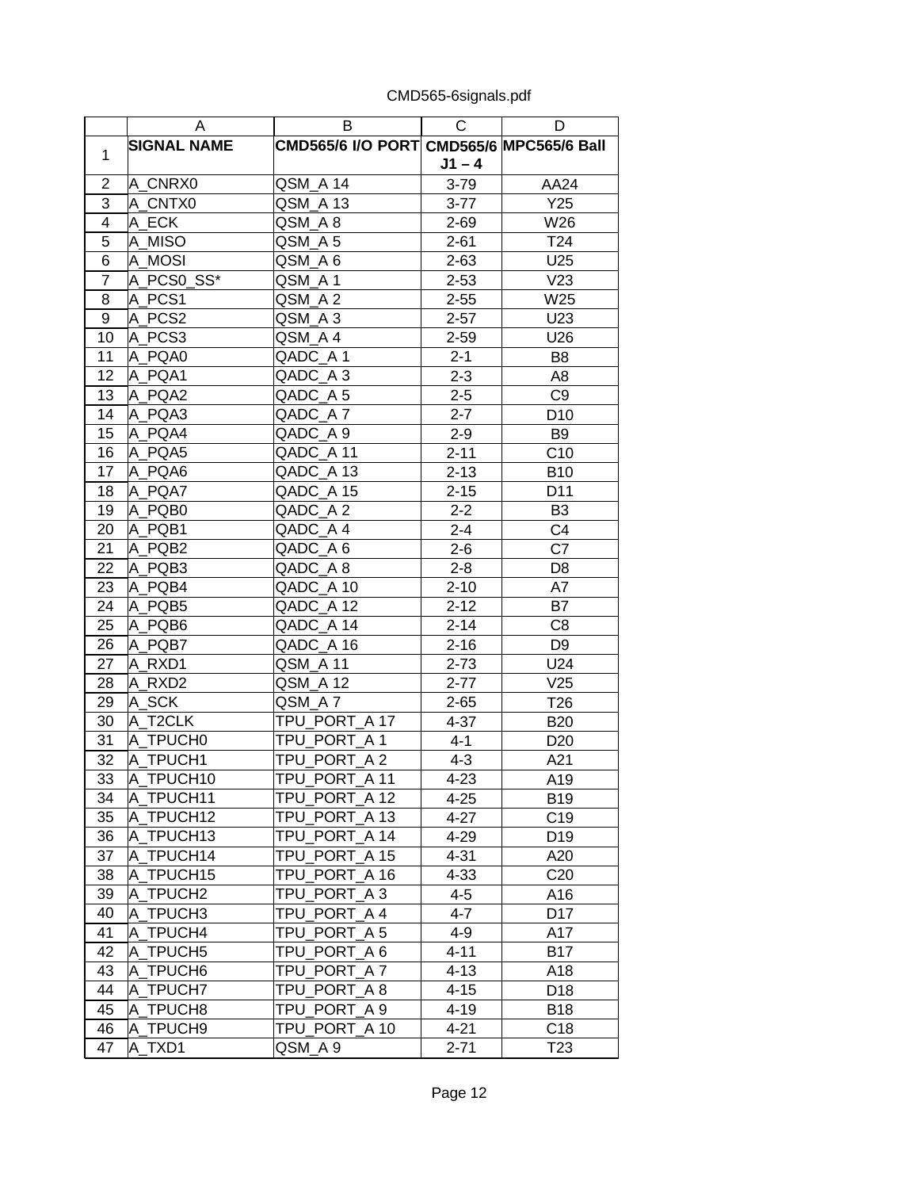CMD565-6signals.pdf

| | A | B | C | D |
|---|---|---|---|---|
| 1 | **SIGNAL NAME** | **CMD565/6 I/O PORT** | **CMD565/6 J1 – 4** | **MPC565/6 Ball** |
| 2 | A_CNRX0 | QSM_A 14 | 3-79 | AA24 |
| 3 | A_CNTX0 | QSM_A 13 | 3-77 | Y25 |
| 4 | A_ECK | QSM_A 8 | 2-69 | W26 |
| 5 | A_MISO | QSM_A 5 | 2-61 | T24 |
| 6 | A_MOSI | QSM_A 6 | 2-63 | U25 |
| 7 | A_PCS0_SS* | QSM_A 1 | 2-53 | V23 |
| 8 | A_PCS1 | QSM_A 2 | 2-55 | W25 |
| 9 | A_PCS2 | QSM_A 3 | 2-57 | U23 |
| 10 | A_PCS3 | QSM_A 4 | 2-59 | U26 |
| 11 | A_PQA0 | QADC_A 1 | 2-1 | B8 |
| 12 | A_PQA1 | QADC_A 3 | 2-3 | A8 |
| 13 | A_PQA2 | QADC_A 5 | 2-5 | C9 |
| 14 | A_PQA3 | QADC_A 7 | 2-7 | D10 |
| 15 | A_PQA4 | QADC_A 9 | 2-9 | B9 |
| 16 | A_PQA5 | QADC_A 11 | 2-11 | C10 |
| 17 | A_PQA6 | QADC_A 13 | 2-13 | B10 |
| 18 | A_PQA7 | QADC_A 15 | 2-15 | D11 |
| 19 | A_PQB0 | QADC_A 2 | 2-2 | B3 |
| 20 | A_PQB1 | QADC_A 4 | 2-4 | C4 |
| 21 | A_PQB2 | QADC_A 6 | 2-6 | C7 |
| 22 | A_PQB3 | QADC_A 8 | 2-8 | D8 |
| 23 | A_PQB4 | QADC_A 10 | 2-10 | A7 |
| 24 | A_PQB5 | QADC_A 12 | 2-12 | B7 |
| 25 | A_PQB6 | QADC_A 14 | 2-14 | C8 |
| 26 | A_PQB7 | QADC_A 16 | 2-16 | D9 |
| 27 | A_RXD1 | QSM_A 11 | 2-73 | U24 |
| 28 | A_RXD2 | QSM_A 12 | 2-77 | V25 |
| 29 | A_SCK | QSM_A 7 | 2-65 | T26 |
| 30 | A_T2CLK | TPU_PORT_A 17 | 4-37 | B20 |
| 31 | A_TPUCH0 | TPU_PORT_A 1 | 4-1 | D20 |
| 32 | A_TPUCH1 | TPU_PORT_A 2 | 4-3 | A21 |
| 33 | A_TPUCH10 | TPU_PORT_A 11 | 4-23 | A19 |
| 34 | A_TPUCH11 | TPU_PORT_A 12 | 4-25 | B19 |
| 35 | A_TPUCH12 | TPU_PORT_A 13 | 4-27 | C19 |
| 36 | A_TPUCH13 | TPU_PORT_A 14 | 4-29 | D19 |
| 37 | A_TPUCH14 | TPU_PORT_A 15 | 4-31 | A20 |
| 38 | A_TPUCH15 | TPU_PORT_A 16 | 4-33 | C20 |
| 39 | A_TPUCH2 | TPU_PORT_A 3 | 4-5 | A16 |
| 40 | A_TPUCH3 | TPU_PORT_A 4 | 4-7 | D17 |
| 41 | A_TPUCH4 | TPU_PORT_A 5 | 4-9 | A17 |
| 42 | A_TPUCH5 | TPU_PORT_A 6 | 4-11 | B17 |
| 43 | A_TPUCH6 | TPU_PORT_A 7 | 4-13 | A18 |
| 44 | A_TPUCH7 | TPU_PORT_A 8 | 4-15 | D18 |
| 45 | A_TPUCH8 | TPU_PORT_A 9 | 4-19 | B18 |
| 46 | A_TPUCH9 | TPU_PORT_A 10 | 4-21 | C18 |
| 47 | A_TXD1 | QSM_A 9 | 2-71 | T23 |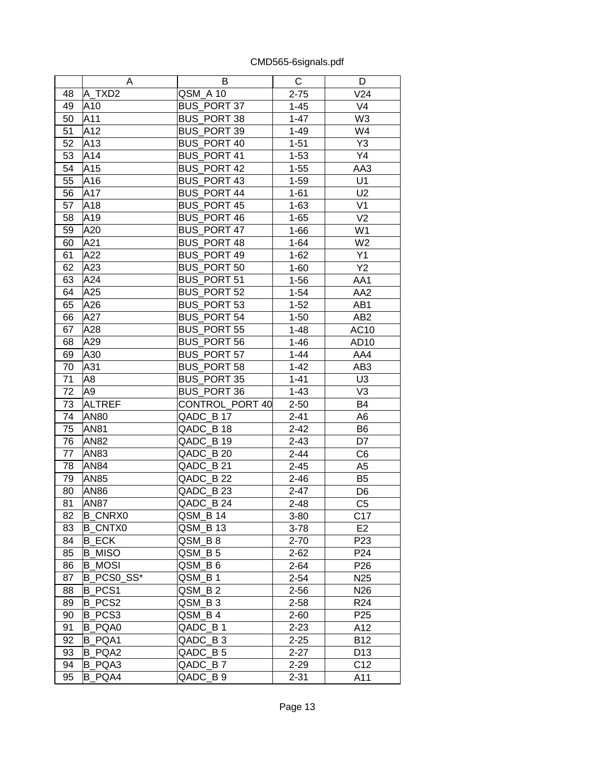| | A | B | C | D |
|---|---|---|---|---|
| 48 | A_TXD2 | QSM_A 10 | 2-75 | V24 |
| 49 | A10 | BUS_PORT 37 | 1-45 | V4 |
| 50 | A11 | BUS_PORT 38 | 1-47 | W3 |
| 51 | A12 | BUS_PORT 39 | 1-49 | W4 |
| 52 | A13 | BUS_PORT 40 | 1-51 | Y3 |
| 53 | A14 | BUS_PORT 41 | 1-53 | Y4 |
| 54 | A15 | BUS_PORT 42 | 1-55 | AA3 |
| 55 | A16 | BUS_PORT 43 | 1-59 | U1 |
| 56 | A17 | BUS_PORT 44 | 1-61 | U2 |
| 57 | A18 | BUS_PORT 45 | 1-63 | V1 |
| 58 | A19 | BUS_PORT 46 | 1-65 | V2 |
| 59 | A20 | BUS_PORT 47 | 1-66 | W1 |
| 60 | A21 | BUS_PORT 48 | 1-64 | W2 |
| 61 | A22 | BUS_PORT 49 | 1-62 | Y1 |
| 62 | A23 | BUS_PORT 50 | 1-60 | Y2 |
| 63 | A24 | BUS_PORT 51 | 1-56 | AA1 |
| 64 | A25 | BUS_PORT 52 | 1-54 | AA2 |
| 65 | A26 | BUS_PORT 53 | 1-52 | AB1 |
| 66 | A27 | BUS_PORT 54 | 1-50 | AB2 |
| 67 | A28 | BUS_PORT 55 | 1-48 | AC10 |
| 68 | A29 | BUS_PORT 56 | 1-46 | AD10 |
| 69 | A30 | BUS_PORT 57 | 1-44 | AA4 |
| 70 | A31 | BUS_PORT 58 | 1-42 | AB3 |
| 71 | A8 | BUS_PORT 35 | 1-41 | U3 |
| 72 | A9 | BUS_PORT 36 | 1-43 | V3 |
| 73 | ALTREF | CONTROL_PORT 40 | 2-50 | B4 |
| 74 | AN80 | QADC_B 17 | 2-41 | A6 |
| 75 | AN81 | QADC_B 18 | 2-42 | B6 |
| 76 | AN82 | QADC_B 19 | 2-43 | D7 |
| 77 | AN83 | QADC_B 20 | 2-44 | C6 |
| 78 | AN84 | QADC_B 21 | 2-45 | A5 |
| 79 | AN85 | QADC_B 22 | 2-46 | B5 |
| 80 | AN86 | QADC_B 23 | 2-47 | D6 |
| 81 | AN87 | QADC_B 24 | 2-48 | C5 |
| 82 | B_CNRX0 | QSM_B 14 | 3-80 | C17 |
| 83 | B_CNTX0 | QSM_B 13 | 3-78 | E2 |
| 84 | B_ECK | QSM_B 8 | 2-70 | P23 |
| 85 | B_MISO | QSM_B 5 | 2-62 | P24 |
| 86 | B_MOSI | QSM_B 6 | 2-64 | P26 |
| 87 | B_PCS0_SS* | QSM_B 1 | 2-54 | N25 |
| 88 | B_PCS1 | QSM_B 2 | 2-56 | N26 |
| 89 | B_PCS2 | QSM_B 3 | 2-58 | R24 |
| 90 | B_PCS3 | QSM_B 4 | 2-60 | P25 |
| 91 | B_PQA0 | QADC_B 1 | 2-23 | A12 |
| 92 | B_PQA1 | QADC_B 3 | 2-25 | B12 |
| 93 | B_PQA2 | QADC_B 5 | 2-27 | D13 |
| 94 | B_PQA3 | QADC_B 7 | 2-29 | C12 |
| 95 | B_PQA4 | QADC_B 9 | 2-31 | A11 |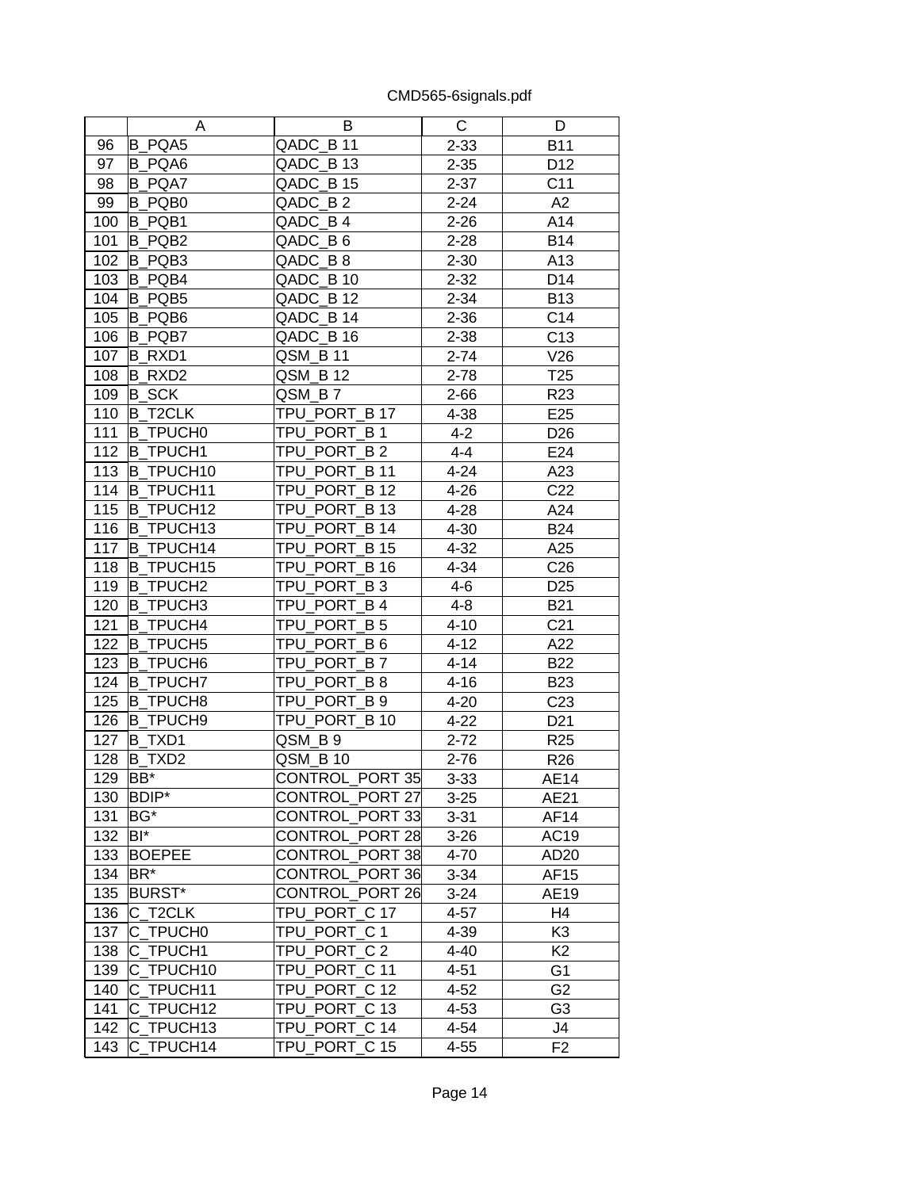CMD565-6signals.pdf

| | A | B | C | D |
|---|---|---|---|---|
| 96 | B_PQA5 | QADC_B 11 | 2-33 | B11 |
| 97 | B_PQA6 | QADC_B 13 | 2-35 | D12 |
| 98 | B_PQA7 | QADC_B 15 | 2-37 | C11 |
| 99 | B_PQB0 | QADC_B 2 | 2-24 | A2 |
| 100 | B_PQB1 | QADC_B 4 | 2-26 | A14 |
| 101 | B_PQB2 | QADC_B 6 | 2-28 | B14 |
| 102 | B_PQB3 | QADC_B 8 | 2-30 | A13 |
| 103 | B_PQB4 | QADC_B 10 | 2-32 | D14 |
| 104 | B_PQB5 | QADC_B 12 | 2-34 | B13 |
| 105 | B_PQB6 | QADC_B 14 | 2-36 | C14 |
| 106 | B_PQB7 | QADC_B 16 | 2-38 | C13 |
| 107 | B_RXD1 | QSM_B 11 | 2-74 | V26 |
| 108 | B_RXD2 | QSM_B 12 | 2-78 | T25 |
| 109 | B_SCK | QSM_B 7 | 2-66 | R23 |
| 110 | B_T2CLK | TPU_PORT_B 17 | 4-38 | E25 |
| 111 | B_TPUCH0 | TPU_PORT_B 1 | 4-2 | D26 |
| 112 | B_TPUCH1 | TPU_PORT_B 2 | 4-4 | E24 |
| 113 | B_TPUCH10 | TPU_PORT_B 11 | 4-24 | A23 |
| 114 | B_TPUCH11 | TPU_PORT_B 12 | 4-26 | C22 |
| 115 | B_TPUCH12 | TPU_PORT_B 13 | 4-28 | A24 |
| 116 | B_TPUCH13 | TPU_PORT_B 14 | 4-30 | B24 |
| 117 | B_TPUCH14 | TPU_PORT_B 15 | 4-32 | A25 |
| 118 | B_TPUCH15 | TPU_PORT_B 16 | 4-34 | C26 |
| 119 | B_TPUCH2 | TPU_PORT_B 3 | 4-6 | D25 |
| 120 | B_TPUCH3 | TPU_PORT_B 4 | 4-8 | B21 |
| 121 | B_TPUCH4 | TPU_PORT_B 5 | 4-10 | C21 |
| 122 | B_TPUCH5 | TPU_PORT_B 6 | 4-12 | A22 |
| 123 | B_TPUCH6 | TPU_PORT_B 7 | 4-14 | B22 |
| 124 | B_TPUCH7 | TPU_PORT_B 8 | 4-16 | B23 |
| 125 | B_TPUCH8 | TPU_PORT_B 9 | 4-20 | C23 |
| 126 | B_TPUCH9 | TPU_PORT_B 10 | 4-22 | D21 |
| 127 | B_TXD1 | QSM_B 9 | 2-72 | R25 |
| 128 | B_TXD2 | QSM_B 10 | 2-76 | R26 |
| 129 | BB* | CONTROL_PORT 35 | 3-33 | AE14 |
| 130 | BDIP* | CONTROL_PORT 27 | 3-25 | AE21 |
| 131 | BG* | CONTROL_PORT 33 | 3-31 | AF14 |
| 132 | BI* | CONTROL_PORT 28 | 3-26 | AC19 |
| 133 | BOEPEE | CONTROL_PORT 38 | 4-70 | AD20 |
| 134 | BR* | CONTROL_PORT 36 | 3-34 | AF15 |
| 135 | BURST* | CONTROL_PORT 26 | 3-24 | AE19 |
| 136 | C_T2CLK | TPU_PORT_C 17 | 4-57 | H4 |
| 137 | C_TPUCH0 | TPU_PORT_C 1 | 4-39 | K3 |
| 138 | C_TPUCH1 | TPU_PORT_C 2 | 4-40 | K2 |
| 139 | C_TPUCH10 | TPU_PORT_C 11 | 4-51 | G1 |
| 140 | C_TPUCH11 | TPU_PORT_C 12 | 4-52 | G2 |
| 141 | C_TPUCH12 | TPU_PORT_C 13 | 4-53 | G3 |
| 142 | C_TPUCH13 | TPU_PORT_C 14 | 4-54 | J4 |
| 143 | C_TPUCH14 | TPU_PORT_C 15 | 4-55 | F2 |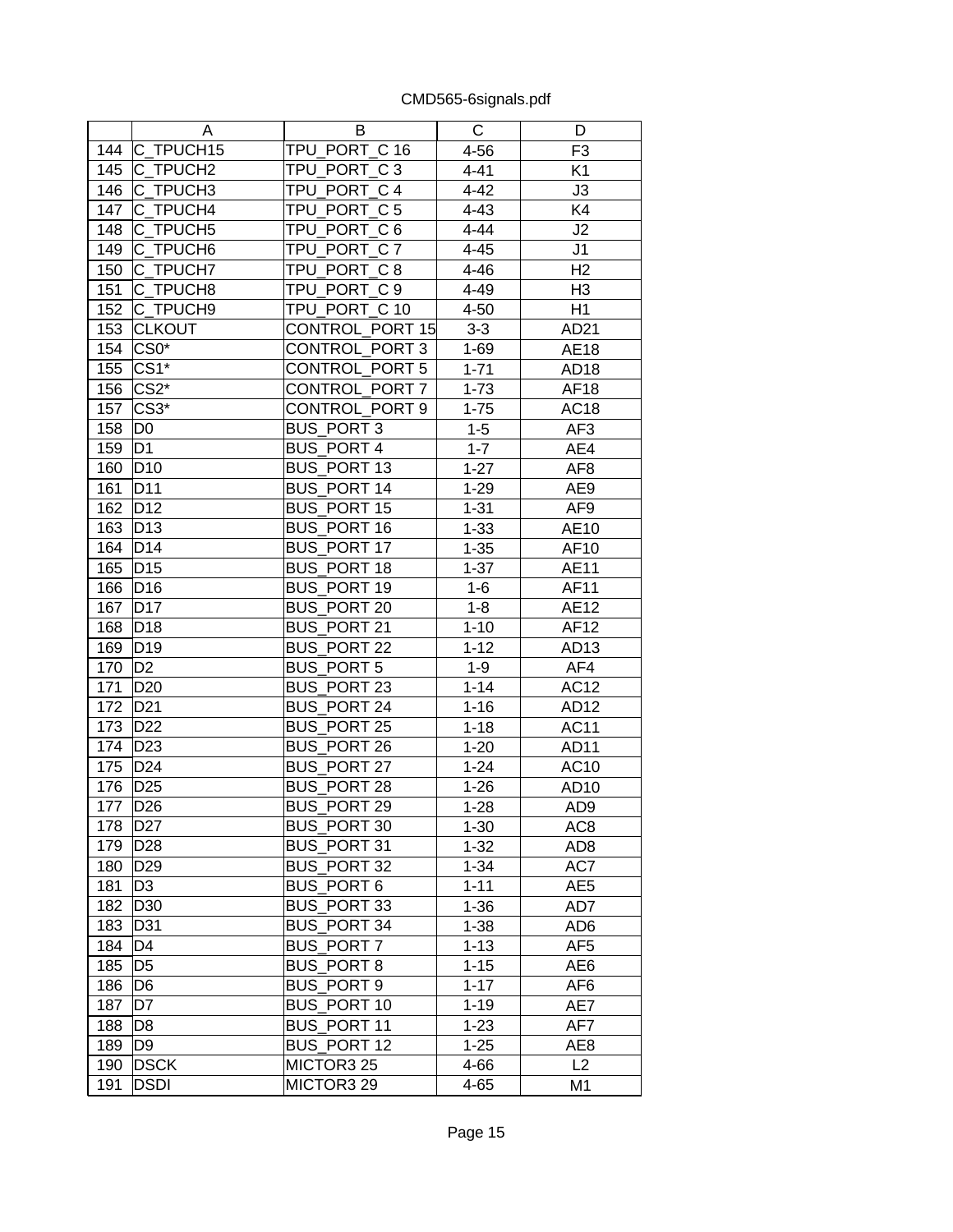CMD565-6signals.pdf

| | A | B | C | D |
|---|---|---|---|---|
| 144 | C_TPUCH15 | TPU_PORT_C 16 | 4-56 | F3 |
| 145 | C_TPUCH2 | TPU_PORT_C 3 | 4-41 | K1 |
| 146 | C_TPUCH3 | TPU_PORT_C 4 | 4-42 | J3 |
| 147 | C_TPUCH4 | TPU_PORT_C 5 | 4-43 | K4 |
| 148 | C_TPUCH5 | TPU_PORT_C 6 | 4-44 | J2 |
| 149 | C_TPUCH6 | TPU_PORT_C 7 | 4-45 | J1 |
| 150 | C_TPUCH7 | TPU_PORT_C 8 | 4-46 | H2 |
| 151 | C_TPUCH8 | TPU_PORT_C 9 | 4-49 | H3 |
| 152 | C_TPUCH9 | TPU_PORT_C 10 | 4-50 | H1 |
| 153 | CLKOUT | CONTROL_PORT 15 | 3-3 | AD21 |
| 154 | CS0* | CONTROL_PORT 3 | 1-69 | AE18 |
| 155 | CS1* | CONTROL_PORT 5 | 1-71 | AD18 |
| 156 | CS2* | CONTROL_PORT 7 | 1-73 | AF18 |
| 157 | CS3* | CONTROL_PORT 9 | 1-75 | AC18 |
| 158 | D0 | BUS_PORT 3 | 1-5 | AF3 |
| 159 | D1 | BUS_PORT 4 | 1-7 | AE4 |
| 160 | D10 | BUS_PORT 13 | 1-27 | AF8 |
| 161 | D11 | BUS_PORT 14 | 1-29 | AE9 |
| 162 | D12 | BUS_PORT 15 | 1-31 | AF9 |
| 163 | D13 | BUS_PORT 16 | 1-33 | AE10 |
| 164 | D14 | BUS_PORT 17 | 1-35 | AF10 |
| 165 | D15 | BUS_PORT 18 | 1-37 | AE11 |
| 166 | D16 | BUS_PORT 19 | 1-6 | AF11 |
| 167 | D17 | BUS_PORT 20 | 1-8 | AE12 |
| 168 | D18 | BUS_PORT 21 | 1-10 | AF12 |
| 169 | D19 | BUS_PORT 22 | 1-12 | AD13 |
| 170 | D2 | BUS_PORT 5 | 1-9 | AF4 |
| 171 | D20 | BUS_PORT 23 | 1-14 | AC12 |
| 172 | D21 | BUS_PORT 24 | 1-16 | AD12 |
| 173 | D22 | BUS_PORT 25 | 1-18 | AC11 |
| 174 | D23 | BUS_PORT 26 | 1-20 | AD11 |
| 175 | D24 | BUS_PORT 27 | 1-24 | AC10 |
| 176 | D25 | BUS_PORT 28 | 1-26 | AD10 |
| 177 | D26 | BUS_PORT 29 | 1-28 | AD9 |
| 178 | D27 | BUS_PORT 30 | 1-30 | AC8 |
| 179 | D28 | BUS_PORT 31 | 1-32 | AD8 |
| 180 | D29 | BUS_PORT 32 | 1-34 | AC7 |
| 181 | D3 | BUS_PORT 6 | 1-11 | AE5 |
| 182 | D30 | BUS_PORT 33 | 1-36 | AD7 |
| 183 | D31 | BUS_PORT 34 | 1-38 | AD6 |
| 184 | D4 | BUS_PORT 7 | 1-13 | AF5 |
| 185 | D5 | BUS_PORT 8 | 1-15 | AE6 |
| 186 | D6 | BUS_PORT 9 | 1-17 | AF6 |
| 187 | D7 | BUS_PORT 10 | 1-19 | AE7 |
| 188 | D8 | BUS_PORT 11 | 1-23 | AF7 |
| 189 | D9 | BUS_PORT 12 | 1-25 | AE8 |
| 190 | DSCK | MICTOR3 25 | 4-66 | L2 |
| 191 | DSDI | MICTOR3 29 | 4-65 | M1 |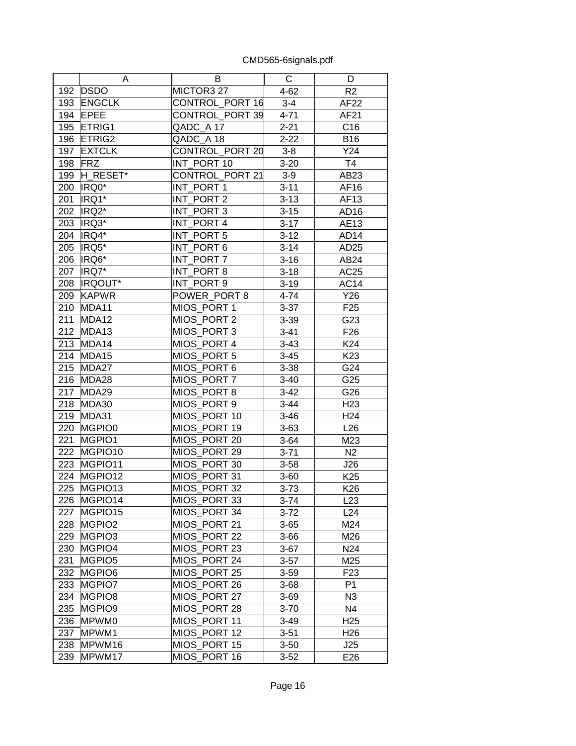|  | A | B | C | D |
|---|---|---|---|---|
| 192 | DSDO | MICTOR3 27 | 4-62 | R2 |
| 193 | ENGCLK | CONTROL_PORT 16 | 3-4 | AF22 |
| 194 | EPEE | CONTROL_PORT 39 | 4-71 | AF21 |
| 195 | ETRIG1 | QADC_A 17 | 2-21 | C16 |
| 196 | ETRIG2 | QADC_A 18 | 2-22 | B16 |
| 197 | EXTCLK | CONTROL_PORT 20 | 3-8 | Y24 |
| 198 | FRZ | INT_PORT 10 | 3-20 | T4 |
| 199 | H_RESET* | CONTROL_PORT 21 | 3-9 | AB23 |
| 200 | IRQ0* | INT_PORT 1 | 3-11 | AF16 |
| 201 | IRQ1* | INT_PORT 2 | 3-13 | AF13 |
| 202 | IRQ2* | INT_PORT 3 | 3-15 | AD16 |
| 203 | IRQ3* | INT_PORT 4 | 3-17 | AE13 |
| 204 | IRQ4* | INT_PORT 5 | 3-12 | AD14 |
| 205 | IRQ5* | INT_PORT 6 | 3-14 | AD25 |
| 206 | IRQ6* | INT_PORT 7 | 3-16 | AB24 |
| 207 | IRQ7* | INT_PORT 8 | 3-18 | AC25 |
| 208 | IRQOUT* | INT_PORT 9 | 3-19 | AC14 |
| 209 | KAPWR | POWER_PORT 8 | 4-74 | Y26 |
| 210 | MDA11 | MIOS_PORT 1 | 3-37 | F25 |
| 211 | MDA12 | MIOS_PORT 2 | 3-39 | G23 |
| 212 | MDA13 | MIOS_PORT 3 | 3-41 | F26 |
| 213 | MDA14 | MIOS_PORT 4 | 3-43 | K24 |
| 214 | MDA15 | MIOS_PORT 5 | 3-45 | K23 |
| 215 | MDA27 | MIOS_PORT 6 | 3-38 | G24 |
| 216 | MDA28 | MIOS_PORT 7 | 3-40 | G25 |
| 217 | MDA29 | MIOS_PORT 8 | 3-42 | G26 |
| 218 | MDA30 | MIOS_PORT 9 | 3-44 | H23 |
| 219 | MDA31 | MIOS_PORT 10 | 3-46 | H24 |
| 220 | MGPIO0 | MIOS_PORT 19 | 3-63 | L26 |
| 221 | MGPIO1 | MIOS_PORT 20 | 3-64 | M23 |
| 222 | MGPIO10 | MIOS_PORT 29 | 3-71 | N2 |
| 223 | MGPIO11 | MIOS_PORT 30 | 3-58 | J26 |
| 224 | MGPIO12 | MIOS_PORT 31 | 3-60 | K25 |
| 225 | MGPIO13 | MIOS_PORT 32 | 3-73 | K26 |
| 226 | MGPIO14 | MIOS_PORT 33 | 3-74 | L23 |
| 227 | MGPIO15 | MIOS_PORT 34 | 3-72 | L24 |
| 228 | MGPIO2 | MIOS_PORT 21 | 3-65 | M24 |
| 229 | MGPIO3 | MIOS_PORT 22 | 3-66 | M26 |
| 230 | MGPIO4 | MIOS_PORT 23 | 3-67 | N24 |
| 231 | MGPIO5 | MIOS_PORT 24 | 3-57 | M25 |
| 232 | MGPIO6 | MIOS_PORT 25 | 3-59 | F23 |
| 233 | MGPIO7 | MIOS_PORT 26 | 3-68 | P1 |
| 234 | MGPIO8 | MIOS_PORT 27 | 3-69 | N3 |
| 235 | MGPIO9 | MIOS_PORT 28 | 3-70 | N4 |
| 236 | MPWM0 | MIOS_PORT 11 | 3-49 | H25 |
| 237 | MPWM1 | MIOS_PORT 12 | 3-51 | H26 |
| 238 | MPWM16 | MIOS_PORT 15 | 3-50 | J25 |
| 239 | MPWM17 | MIOS_PORT 16 | 3-52 | E26 |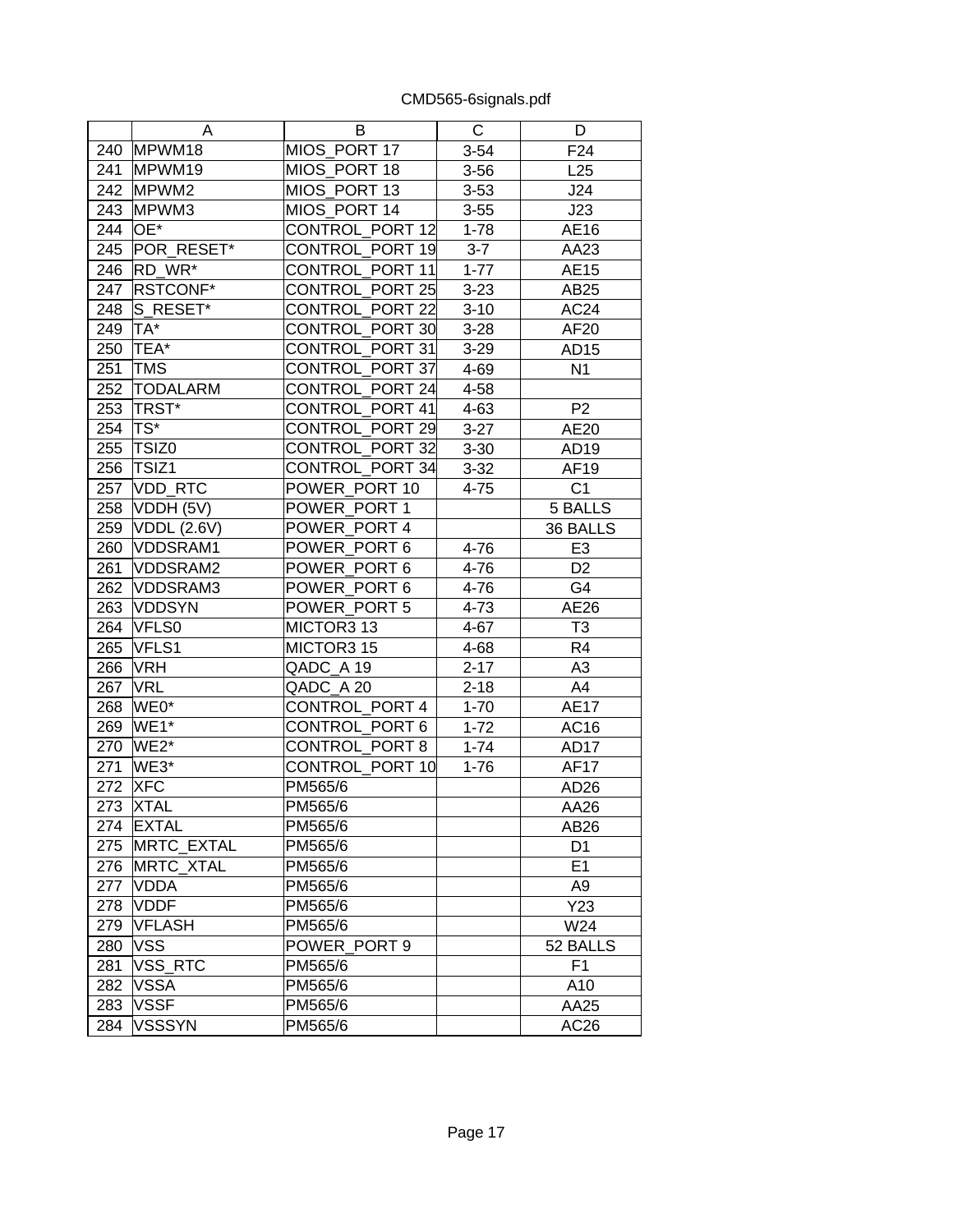| | A | B | C | D |
|---|---|---|---|---|
| 240 | MPWM18 | MIOS_PORT 17 | 3-54 | F24 |
| 241 | MPWM19 | MIOS_PORT 18 | 3-56 | L25 |
| 242 | MPWM2 | MIOS_PORT 13 | 3-53 | J24 |
| 243 | MPWM3 | MIOS_PORT 14 | 3-55 | J23 |
| 244 | OE* | CONTROL_PORT 12 | 1-78 | AE16 |
| 245 | POR_RESET* | CONTROL_PORT 19 | 3-7 | AA23 |
| 246 | RD_WR* | CONTROL_PORT 11 | 1-77 | AE15 |
| 247 | RSTCONF* | CONTROL_PORT 25 | 3-23 | AB25 |
| 248 | S_RESET* | CONTROL_PORT 22 | 3-10 | AC24 |
| 249 | TA* | CONTROL_PORT 30 | 3-28 | AF20 |
| 250 | TEA* | CONTROL_PORT 31 | 3-29 | AD15 |
| 251 | TMS | CONTROL_PORT 37 | 4-69 | N1 |
| 252 | TODALARM | CONTROL_PORT 24 | 4-58 | |
| 253 | TRST* | CONTROL_PORT 41 | 4-63 | P2 |
| 254 | TS* | CONTROL_PORT 29 | 3-27 | AE20 |
| 255 | TSIZ0 | CONTROL_PORT 32 | 3-30 | AD19 |
| 256 | TSIZ1 | CONTROL_PORT 34 | 3-32 | AF19 |
| 257 | VDD_RTC | POWER_PORT 10 | 4-75 | C1 |
| 258 | VDDH (5V) | POWER_PORT 1 | | 5 BALLS |
| 259 | VDDL (2.6V) | POWER_PORT 4 | | 36 BALLS |
| 260 | VDDSRAM1 | POWER_PORT 6 | 4-76 | E3 |
| 261 | VDDSRAM2 | POWER_PORT 6 | 4-76 | D2 |
| 262 | VDDSRAM3 | POWER_PORT 6 | 4-76 | G4 |
| 263 | VDDSYN | POWER_PORT 5 | 4-73 | AE26 |
| 264 | VFLS0 | MICTOR3 13 | 4-67 | T3 |
| 265 | VFLS1 | MICTOR3 15 | 4-68 | R4 |
| 266 | VRH | QADC_A 19 | 2-17 | A3 |
| 267 | VRL | QADC_A 20 | 2-18 | A4 |
| 268 | WE0* | CONTROL_PORT 4 | 1-70 | AE17 |
| 269 | WE1* | CONTROL_PORT 6 | 1-72 | AC16 |
| 270 | WE2* | CONTROL_PORT 8 | 1-74 | AD17 |
| 271 | WE3* | CONTROL_PORT 10 | 1-76 | AF17 |
| 272 | XFC | PM565/6 | | AD26 |
| 273 | XTAL | PM565/6 | | AA26 |
| 274 | EXTAL | PM565/6 | | AB26 |
| 275 | MRTC_EXTAL | PM565/6 | | D1 |
| 276 | MRTC_XTAL | PM565/6 | | E1 |
| 277 | VDDA | PM565/6 | | A9 |
| 278 | VDDF | PM565/6 | | Y23 |
| 279 | VFLASH | PM565/6 | | W24 |
| 280 | VSS | POWER_PORT 9 | | 52 BALLS |
| 281 | VSS_RTC | PM565/6 | | F1 |
| 282 | VSSA | PM565/6 | | A10 |
| 283 | VSSF | PM565/6 | | AA25 |
| 284 | VSSSYN | PM565/6 | | AC26 |